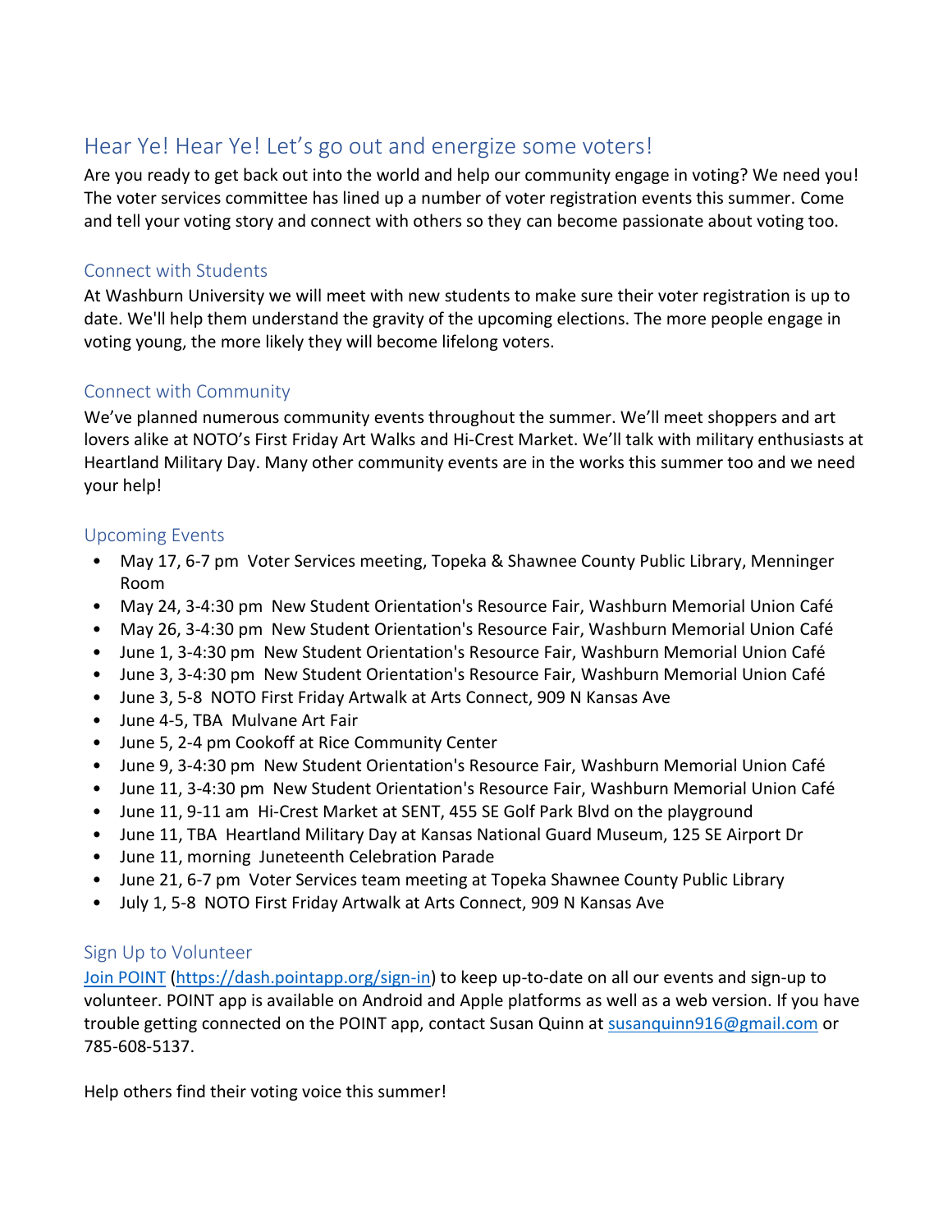## Hear Ye! Hear Ye! Let's go out and energize some voters!

Are you ready to get back out into the world and help our community engage in voting? We need you! The voter services committee has lined up a number of voter registration events this summer. Come and tell your voting story and connect with others so they can become passionate about voting too.

### Connect with Students

At Washburn University we will meet with new students to make sure their voter registration is up to date. We'll help them understand the gravity of the upcoming elections. The more people engage in voting young, the more likely they will become lifelong voters.

### Connect with Community

We've planned numerous community events throughout the summer. We'll meet shoppers and art lovers alike at NOTO's First Friday Art Walks and Hi-Crest Market. We'll talk with military enthusiasts at Heartland Military Day. Many other community events are in the works this summer too and we need your help!

### Upcoming Events

- May 17, 6-7 pm Voter Services meeting, Topeka & Shawnee County Public Library, Menninger Room
- May 24, 3-4:30 pm New Student Orientation's Resource Fair, Washburn Memorial Union Café
- May 26, 3-4:30 pm New Student Orientation's Resource Fair, Washburn Memorial Union Café
- June 1, 3-4:30 pm New Student Orientation's Resource Fair, Washburn Memorial Union Café
- June 3, 3-4:30 pm New Student Orientation's Resource Fair, Washburn Memorial Union Café
- June 3, 5-8 NOTO First Friday Artwalk at Arts Connect, 909 N Kansas Ave
- June 4-5, TBA Mulvane Art Fair
- June 5, 2-4 pm Cookoff at Rice Community Center
- June 9, 3-4:30 pm New Student Orientation's Resource Fair, Washburn Memorial Union Café
- June 11, 3-4:30 pm New Student Orientation's Resource Fair, Washburn Memorial Union Café
- June 11, 9-11 am Hi-Crest Market at SENT, 455 SE Golf Park Blvd on the playground
- June 11, TBA Heartland Military Day at Kansas National Guard Museum, 125 SE Airport Dr
- June 11, morning Juneteenth Celebration Parade
- June 21, 6-7 pm Voter Services team meeting at Topeka Shawnee County Public Library
- July 1, 5-8 NOTO First Friday Artwalk at Arts Connect, 909 N Kansas Ave

### Sign Up to Volunteer

[Join POINT](https://dash.pointapp.org/sign-in) (https://dash.pointapp.org/sign-in) to keep up-to-date on all our events and sign-up to volunteer. POINT app is available on Android and Apple platforms as well as a web version. If you have trouble getting connected on the POINT app, contact Susan Quinn at susanquinn916@gmail.com or 785-608-5137.

Help others find their voting voice this summer!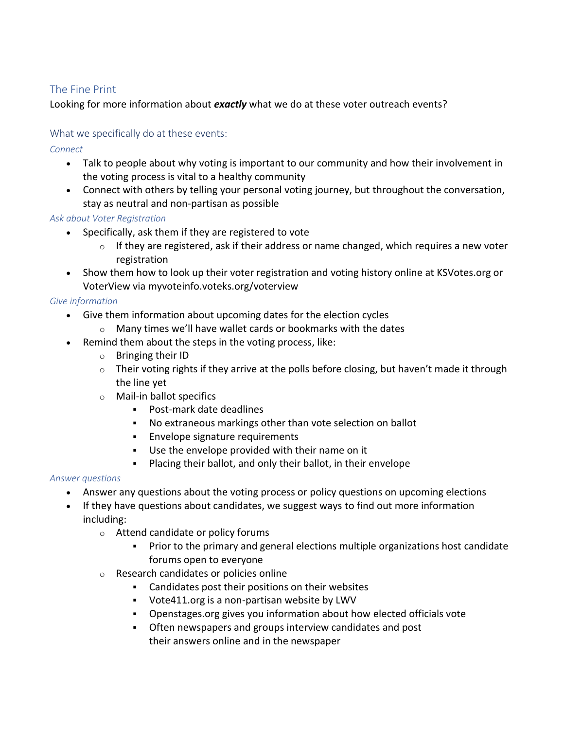## The Fine Print

Looking for more information about ***exactly*** what we do at these voter outreach events?

### What we specifically do at these events:

*Connect*

- Talk to people about why voting is important to our community and how their involvement in the voting process is vital to a healthy community
- Connect with others by telling your personal voting journey, but throughout the conversation, stay as neutral and non-partisan as possible

*Ask about Voter Registration*

- Specifically, ask them if they are registered to vote
  - If they are registered, ask if their address or name changed, which requires a new voter registration
- Show them how to look up their voter registration and voting history online at KSVotes.org or VoterView via myvoteinfo.voteks.org/voterview

*Give information*

- Give them information about upcoming dates for the election cycles
  - Many times we'll have wallet cards or bookmarks with the dates
- Remind them about the steps in the voting process, like:
  - Bringing their ID
  - Their voting rights if they arrive at the polls before closing, but haven't made it through the line yet
  - Mail-in ballot specifics
    - Post-mark date deadlines
    - No extraneous markings other than vote selection on ballot
    - Envelope signature requirements
    - Use the envelope provided with their name on it
    - Placing their ballot, and only their ballot, in their envelope

*Answer questions*

- Answer any questions about the voting process or policy questions on upcoming elections
- If they have questions about candidates, we suggest ways to find out more information including:
  - Attend candidate or policy forums
    - Prior to the primary and general elections multiple organizations host candidate forums open to everyone
  - Research candidates or policies online
    - Candidates post their positions on their websites
    - Vote411.org is a non-partisan website by LWV
    - Openstages.org gives you information about how elected officials vote
    - Often newspapers and groups interview candidates and post their answers online and in the newspaper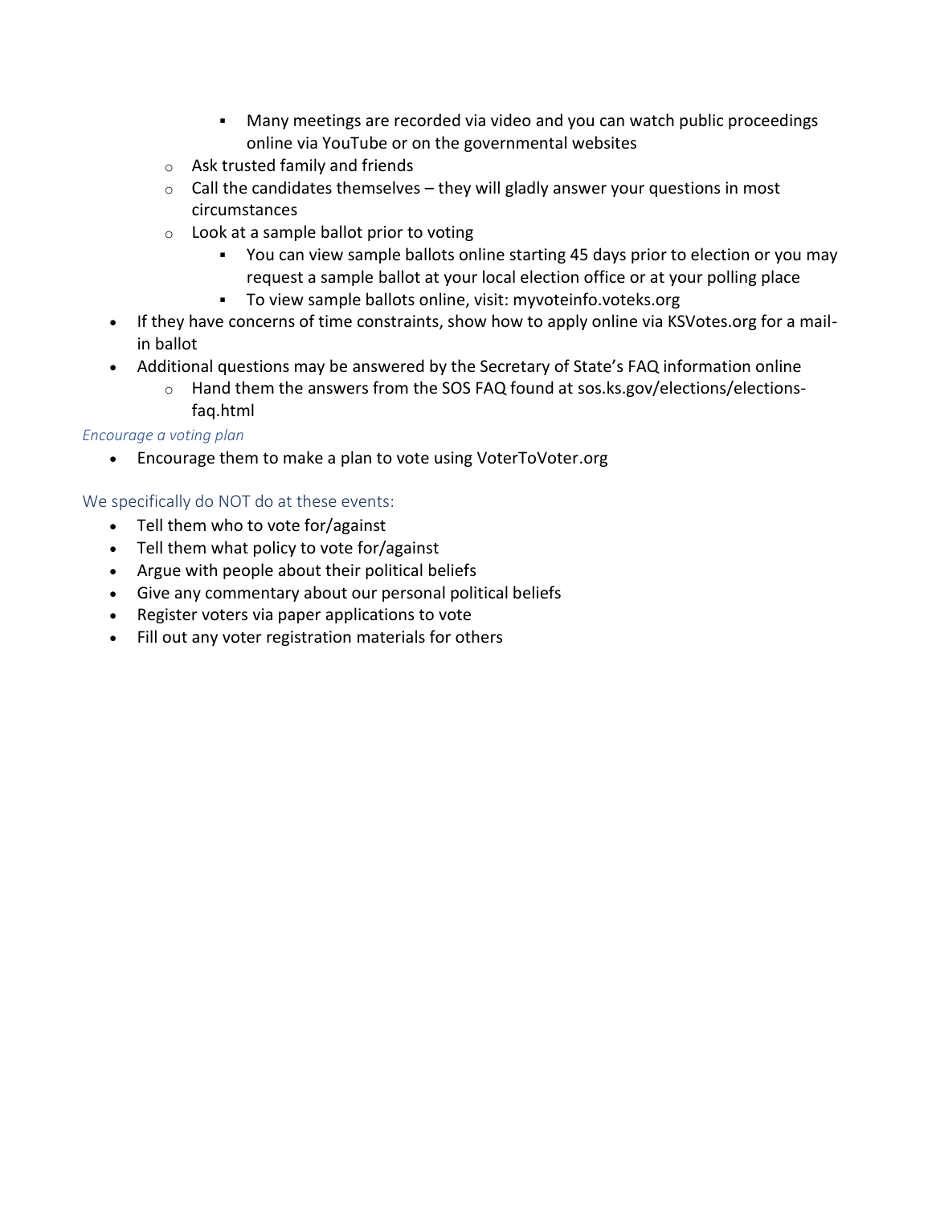- Many meetings are recorded via video and you can watch public proceedings online via YouTube or on the governmental websites
    - Ask trusted family and friends
    - Call the candidates themselves – they will gladly answer your questions in most circumstances
    - Look at a sample ballot prior to voting
        - You can view sample ballots online starting 45 days prior to election or you may request a sample ballot at your local election office or at your polling place
        - To view sample ballots online, visit: myvoteinfo.voteks.org
- If they have concerns of time constraints, show how to apply online via KSVotes.org for a mail-in ballot
- Additional questions may be answered by the Secretary of State's FAQ information online
    - Hand them the answers from the SOS FAQ found at sos.ks.gov/elections/elections-faq.html

*Encourage a voting plan*

- Encourage them to make a plan to vote using VoterToVoter.org

## We specifically do NOT do at these events:

- Tell them who to vote for/against
- Tell them what policy to vote for/against
- Argue with people about their political beliefs
- Give any commentary about our personal political beliefs
- Register voters via paper applications to vote
- Fill out any voter registration materials for others